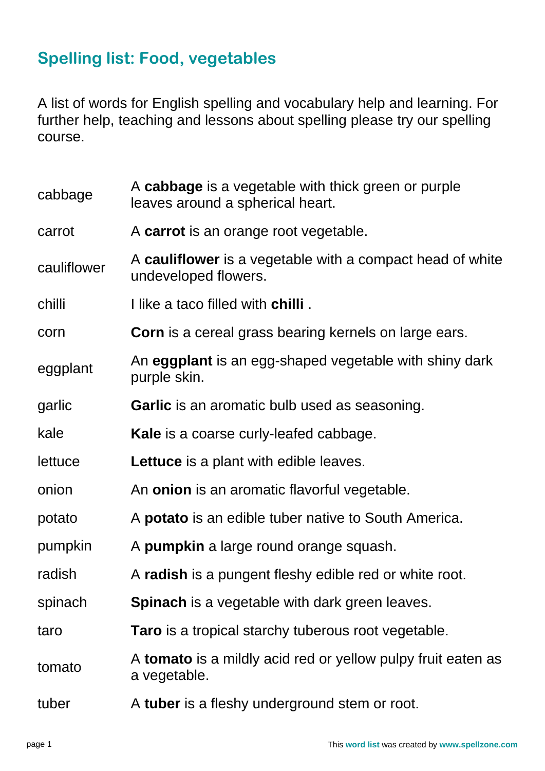## Spelling list: Food, vegetables

A list of words for English spelling and vocabulary help and learning. For further help, teaching and lessons about spelling please try our spelling course.

| | |
|---|---|
| cabbage | A **cabbage** is a vegetable with thick green or purple leaves around a spherical heart. |
| carrot | A **carrot** is an orange root vegetable. |
| cauliflower | A **cauliflower** is a vegetable with a compact head of white undeveloped flowers. |
| chilli | I like a taco filled with **chilli** . |
| corn | **Corn** is a cereal grass bearing kernels on large ears. |
| eggplant | An **eggplant** is an egg-shaped vegetable with shiny dark purple skin. |
| garlic | **Garlic** is an aromatic bulb used as seasoning. |
| kale | **Kale** is a coarse curly-leafed cabbage. |
| lettuce | **Lettuce** is a plant with edible leaves. |
| onion | An **onion** is an aromatic flavorful vegetable. |
| potato | A **potato** is an edible tuber native to South America. |
| pumpkin | A **pumpkin** a large round orange squash. |
| radish | A **radish** is a pungent fleshy edible red or white root. |
| spinach | **Spinach** is a vegetable with dark green leaves. |
| taro | **Taro** is a tropical starchy tuberous root vegetable. |
| tomato | A **tomato** is a mildly acid red or yellow pulpy fruit eaten as a vegetable. |
| tuber | A **tuber** is a fleshy underground stem or root. |

This word list was created by www.spellzone.com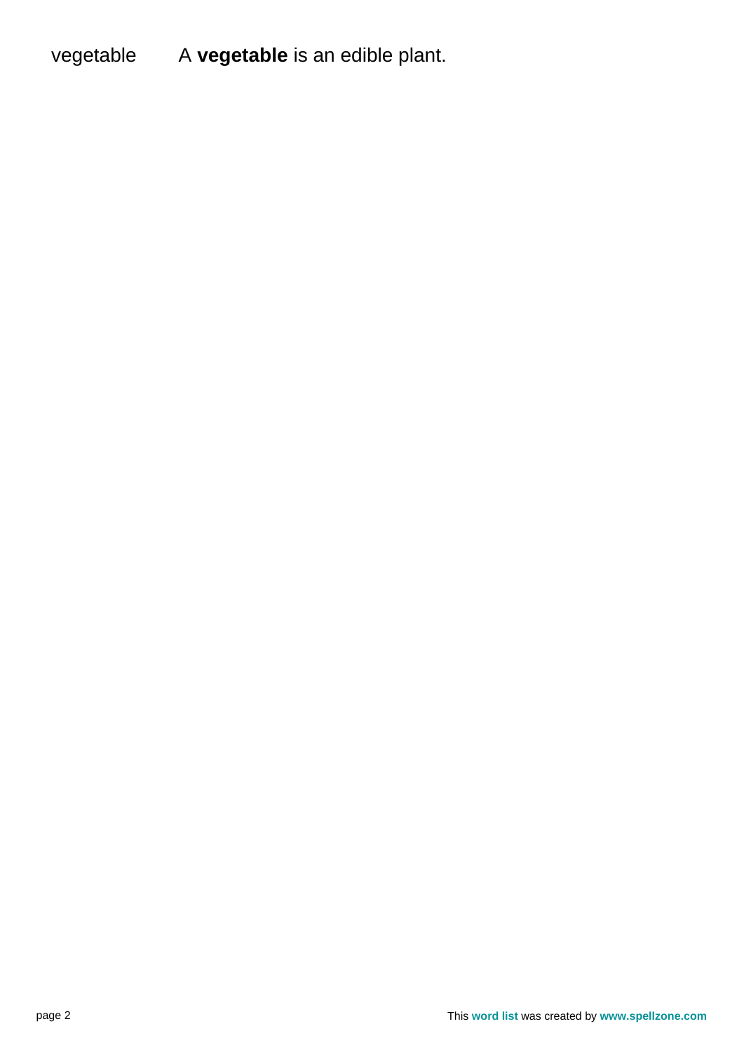| | |
|---|---|
| vegetable | A **vegetable** is an edible plant. |

This **word list** was created by **www.spellzone.com**